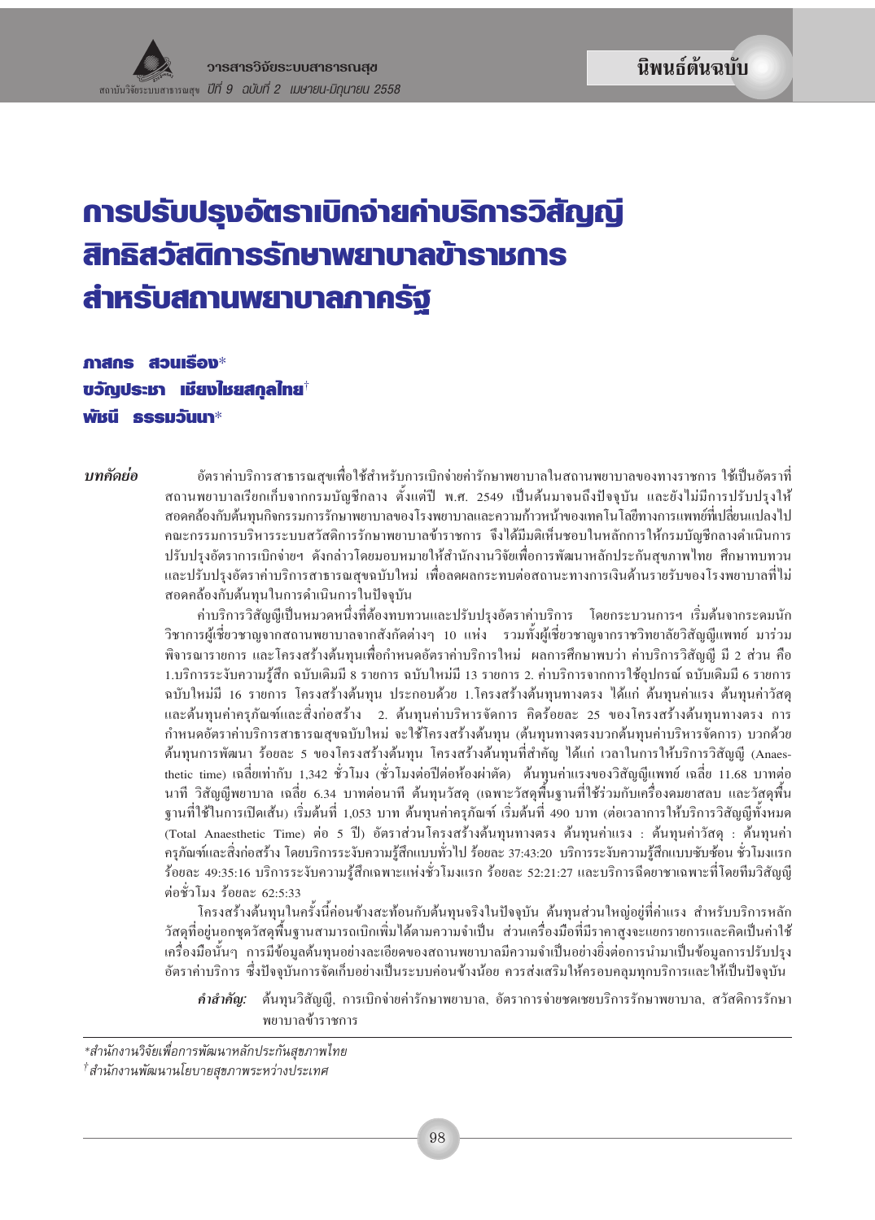นิพนธ์ต้นฉบับ

# การปรับปรุงอัตราเบิกจ่ายค่าบริการวิสัญญี สิทธิสวัสดิการรักษาพยาบาลข้าราชการ สำหรับสถานพยาบาลภาครัฐ

**ภาสกร สวนเรือง***
**ขวัญประชา เชียงไชยสกุลไทย**[†]
**พัชนี ธรรมวันนา***

***บทคัดย่อ*** อัตราค่าบริการสาธารณสุขเพื่อใช้สำหรับการเบิกจ่ายค่ารักษาพยาบาลในสถานพยาบาลของทางราชการ ใช้เป็นอัตราที่สถานพยาบาลเรียกเก็บจากกรมบัญชีกลาง ตั้งแต่ปี พ.ศ. 2549 เป็นต้นมาจนถึงปัจจุบัน และยังไม่มีการปรับปรุงให้สอดคล้องกับต้นทุนกิจกรรมการรักษาพยาบาลของโรงพยาบาลและความก้าวหน้าของเทคโนโลยีทางการแพทย์ที่เปลี่ยนแปลงไป คณะกรรมการบริหารระบบสวัสดิการรักษาพยาบาลข้าราชการ จึงได้มีมติเห็นชอบในหลักการให้กรมบัญชีกลางดำเนินการปรับปรุงอัตราการเบิกจ่ายฯ ดังกล่าวโดยมอบหมายให้สำนักงานวิจัยเพื่อการพัฒนาหลักประกันสุขภาพไทย ศึกษาทบทวนและปรับปรุงอัตราค่าบริการสาธารณสุขฉบับใหม่ เพื่อลดผลกระทบต่อสถานะทางการเงินด้านรายรับของโรงพยาบาลที่ไม่สอดคล้องกับต้นทุนในการดำเนินการในปัจจุบัน

ค่าบริการวิสัญญีเป็นหมวดหนึ่งที่ต้องทบทวนและปรับปรุงอัตราค่าบริการ โดยกระบวนการฯ เริ่มต้นจากระดมนักวิชาการผู้เชี่ยวชาญจากสถานพยาบาลจากสังกัดต่างๆ 10 แห่ง รวมทั้งผู้เชี่ยวชาญจากราชวิทยาลัยวิสัญญีแพทย์ มาร่วมพิจารณารายการ และโครงสร้างต้นทุนเพื่อกำหนดอัตราค่าบริการใหม่ ผลการศึกษาพบว่า ค่าบริการวิสัญญี มี 2 ส่วน คือ 1.บริการระงับความรู้สึก ฉบับเดิมมี 8 รายการ ฉบับใหม่มี 13 รายการ 2. ค่าบริการจากการใช้อุปกรณ์ ฉบับเดิมมี 6 รายการ ฉบับใหม่มี 16 รายการ โครงสร้างต้นทุน ประกอบด้วย 1.โครงสร้างต้นทุนทางตรง ได้แก่ ต้นทุนค่าแรง ต้นทุนค่าวัสดุ และต้นทุนค่าครุภัณฑ์และสิ่งก่อสร้าง 2. ต้นทุนค่าบริหารจัดการ คิดร้อยละ 25 ของโครงสร้างต้นทุนทางตรง การกำหนดอัตราค่าบริการสาธารณสุขฉบับใหม่ จะใช้โครงสร้างต้นทุน (ต้นทุนทางตรงบวกต้นทุนค่าบริหารจัดการ) บวกด้วยต้นทุนการพัฒนา ร้อยละ 5 ของโครงสร้างต้นทุน โครงสร้างต้นทุนที่สำคัญ ได้แก่ เวลาในการให้บริการวิสัญญี (Anaesthetic time) เฉลี่ยเท่ากับ 1,342 ชั่วโมง (ชั่วโมงต่อปีต่อห้องผ่าตัด) ต้นทุนค่าแรงของวิสัญญีแพทย์ เฉลี่ย 11.68 บาทต่อนาที วิสัญญีพยาบาล เฉลี่ย 6.34 บาทต่อนาที ต้นทุนวัสดุ (เฉพาะวัสดุพื้นฐานที่ใช้ร่วมกับเครื่องดมยาสลบ และวัสดุพื้นฐานที่ใช้ในการเปิดเส้น) เริ่มต้นที่ 1,053 บาท ต้นทุนค่าครุภัณฑ์ เริ่มต้นที่ 490 บาท (ต่อเวลาการให้บริการวิสัญญีทั้งหมด (Total Anaesthetic Time) ต่อ 5 ปี) อัตราส่วนโครงสร้างต้นทุนทางตรง ต้นทุนค่าแรง : ต้นทุนค่าวัสดุ : ต้นทุนค่าครุภัณฑ์และสิ่งก่อสร้าง โดยบริการระงับความรู้สึกแบบทั่วไป ร้อยละ 37:43:20 บริการระงับความรู้สึกแบบซับซ้อน ชั่วโมงแรก ร้อยละ 49:35:16 บริการระงับความรู้สึกเฉพาะแห่งชั่วโมงแรก ร้อยละ 52:21:27 และบริการฉีดยาชาเฉพาะที่โดยทีมวิสัญญีต่อชั่วโมง ร้อยละ 62:5:33

โครงสร้างต้นทุนในครั้งนี้ค่อนข้างสะท้อนกับต้นทุนจริงในปัจจุบัน ต้นทุนส่วนใหญ่อยู่ที่ค่าแรง สำหรับบริการหลักวัสดุที่อยู่นอกชุดวัสดุพื้นฐานสามารถเบิกเพิ่มได้ตามความจำเป็น ส่วนเครื่องมือที่มีราคาสูงจะแยกรายการและคิดเป็นค่าใช้เครื่องมือนั้นๆ การมีข้อมูลต้นทุนอย่างละเอียดของสถานพยาบาลมีความจำเป็นอย่างยิ่งต่อการนำมาเป็นข้อมูลการปรับปรุงอัตราค่าบริการ ซึ่งปัจจุบันการจัดเก็บอย่างเป็นระบบค่อนข้างน้อย ควรส่งเสริมให้ครอบคลุมทุกบริการและให้เป็นปัจจุบัน

***คำสำคัญ:*** ต้นทุนวิสัญญี, การเบิกจ่ายค่ารักษาพยาบาล, อัตราการจ่ายชดเชยบริการรักษาพยาบาล, สวัสดิการรักษาพยาบาลข้าราชการ

---

*\*สำนักงานวิจัยเพื่อการพัฒนาหลักประกันสุขภาพไทย*
*[†] สำนักงานพัฒนานโยบายสุขภาพระหว่างประเทศ*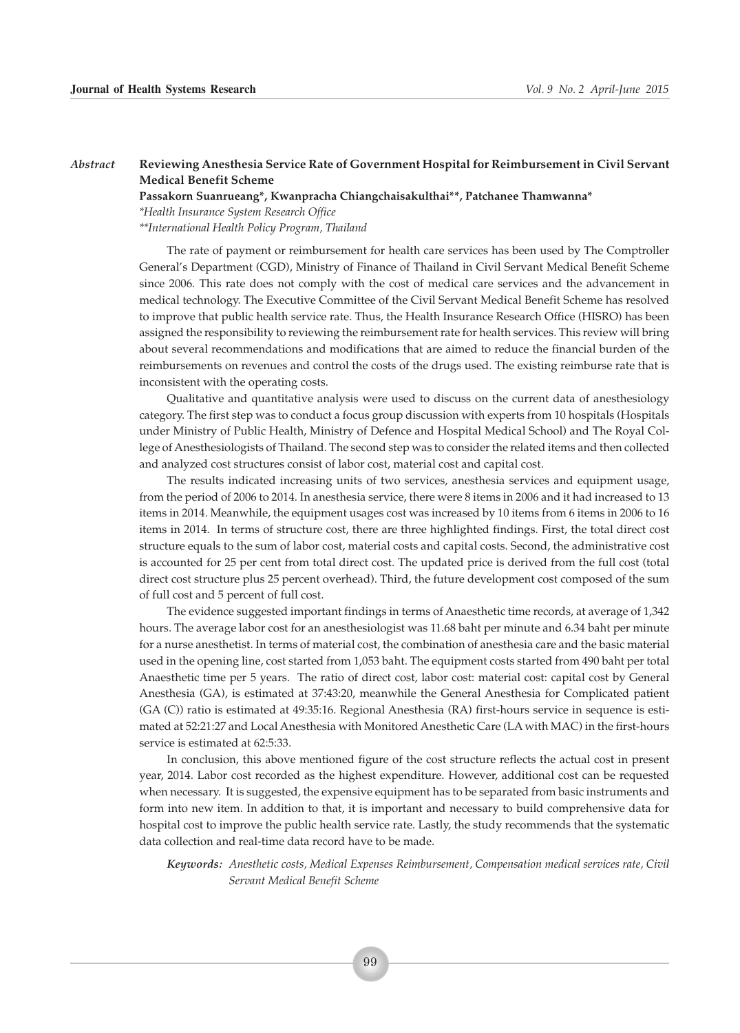*Abstract*

## Reviewing Anesthesia Service Rate of Government Hospital for Reimbursement in Civil Servant Medical Benefit Scheme

**Passakorn Suanrueang*, Kwanpracha Chiangchaisakulthai**, Patchanee Thamwanna***

*\*Health Insurance System Research Office*

*\*\*International Health Policy Program, Thailand*

The rate of payment or reimbursement for health care services has been used by The Comptroller General's Department (CGD), Ministry of Finance of Thailand in Civil Servant Medical Benefit Scheme since 2006. This rate does not comply with the cost of medical care services and the advancement in medical technology. The Executive Committee of the Civil Servant Medical Benefit Scheme has resolved to improve that public health service rate. Thus, the Health Insurance Research Office (HISRO) has been assigned the responsibility to reviewing the reimbursement rate for health services. This review will bring about several recommendations and modifications that are aimed to reduce the financial burden of the reimbursements on revenues and control the costs of the drugs used. The existing reimburse rate that is inconsistent with the operating costs.

Qualitative and quantitative analysis were used to discuss on the current data of anesthesiology category. The first step was to conduct a focus group discussion with experts from 10 hospitals (Hospitals under Ministry of Public Health, Ministry of Defence and Hospital Medical School) and The Royal College of Anesthesiologists of Thailand. The second step was to consider the related items and then collected and analyzed cost structures consist of labor cost, material cost and capital cost.

The results indicated increasing units of two services, anesthesia services and equipment usage, from the period of 2006 to 2014. In anesthesia service, there were 8 items in 2006 and it had increased to 13 items in 2014. Meanwhile, the equipment usages cost was increased by 10 items from 6 items in 2006 to 16 items in 2014. In terms of structure cost, there are three highlighted findings. First, the total direct cost structure equals to the sum of labor cost, material costs and capital costs. Second, the administrative cost is accounted for 25 per cent from total direct cost. The updated price is derived from the full cost (total direct cost structure plus 25 percent overhead). Third, the future development cost composed of the sum of full cost and 5 percent of full cost.

The evidence suggested important findings in terms of Anaesthetic time records, at average of 1,342 hours. The average labor cost for an anesthesiologist was 11.68 baht per minute and 6.34 baht per minute for a nurse anesthetist. In terms of material cost, the combination of anesthesia care and the basic material used in the opening line, cost started from 1,053 baht. The equipment costs started from 490 baht per total Anaesthetic time per 5 years. The ratio of direct cost, labor cost: material cost: capital cost by General Anesthesia (GA), is estimated at 37:43:20, meanwhile the General Anesthesia for Complicated patient (GA (C)) ratio is estimated at 49:35:16. Regional Anesthesia (RA) first-hours service in sequence is estimated at 52:21:27 and Local Anesthesia with Monitored Anesthetic Care (LA with MAC) in the first-hours service is estimated at 62:5:33.

In conclusion, this above mentioned figure of the cost structure reflects the actual cost in present year, 2014. Labor cost recorded as the highest expenditure. However, additional cost can be requested when necessary. It is suggested, the expensive equipment has to be separated from basic instruments and form into new item. In addition to that, it is important and necessary to build comprehensive data for hospital cost to improve the public health service rate. Lastly, the study recommends that the systematic data collection and real-time data record have to be made.

***Keywords:*** *Anesthetic costs, Medical Expenses Reimbursement, Compensation medical services rate, Civil Servant Medical Benefit Scheme*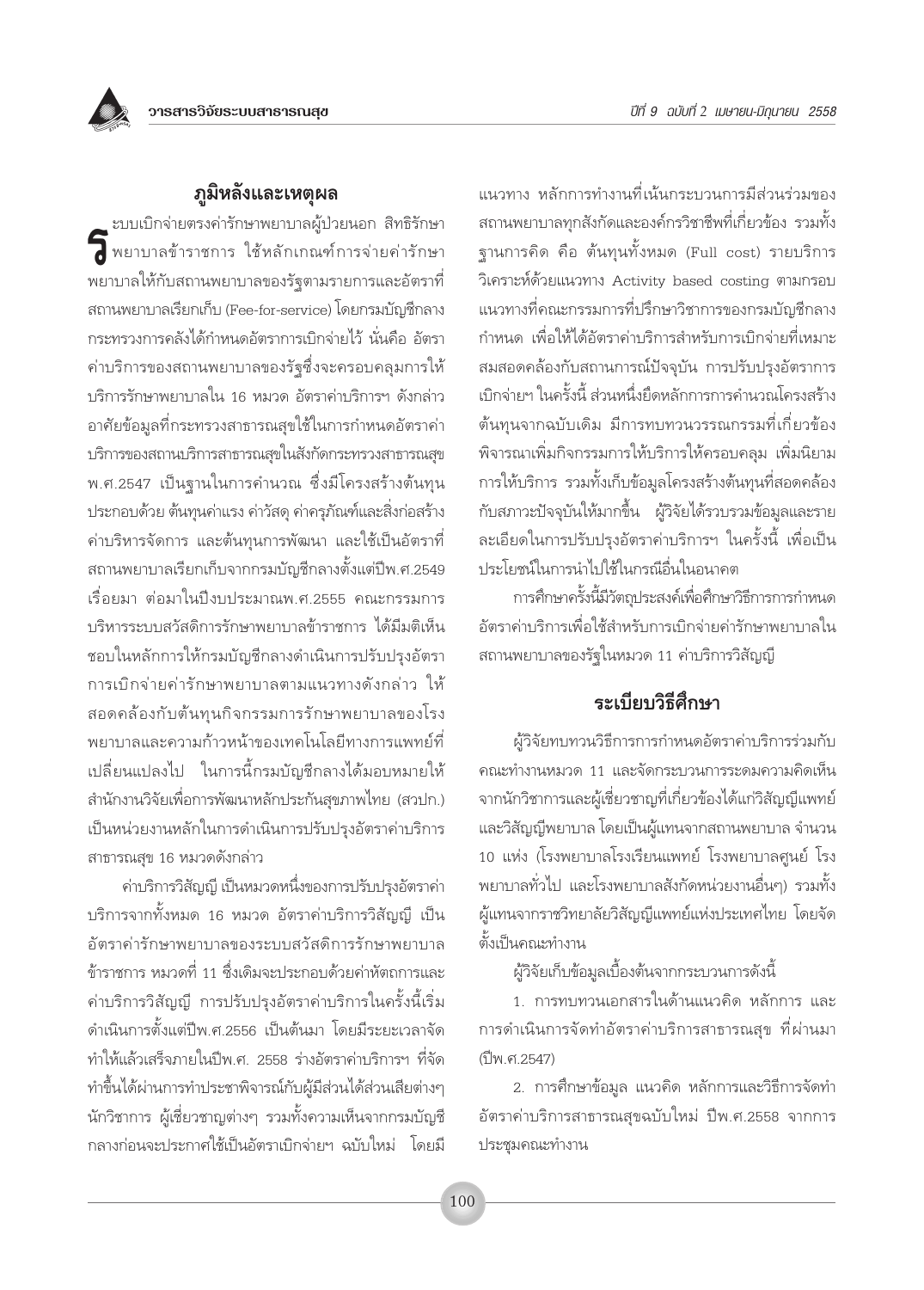## ภูมิหลังและเหตุผล

ระบบเบิกจ่ายตรงค่ารักษาพยาบาลผู้ป่วยนอก สิทธิรักษาพยาบาลข้าราชการ ใช้หลักเกณฑ์การจ่ายค่ารักษาพยาบาลให้กับสถานพยาบาลของรัฐตามรายการและอัตราที่สถานพยาบาลเรียกเก็บ (Fee-for-service) โดยกรมบัญชีกลาง กระทรวงการคลังได้กำหนดอัตราการเบิกจ่ายไว้ นั่นคือ อัตราค่าบริการของสถานพยาบาลของรัฐซึ่งจะครอบคลุมการให้บริการรักษาพยาบาลใน 16 หมวด อัตราค่าบริการฯ ดังกล่าวอาศัยข้อมูลที่กระทรวงสาธารณสุขใช้ในการกำหนดอัตราค่าบริการของสถานบริการสาธารณสุขในสังกัดกระทรวงสาธารณสุข พ.ศ.2547 เป็นฐานในการคำนวณ ซึ่งมีโครงสร้างต้นทุนประกอบด้วย ต้นทุนค่าแรง ค่าวัสดุ ค่าครุภัณฑ์และสิ่งก่อสร้าง ค่าบริหารจัดการ และต้นทุนการพัฒนา และใช้เป็นอัตราที่สถานพยาบาลเรียกเก็บจากกรมบัญชีกลางตั้งแต่ปีพ.ศ.2549 เรื่อยมา ต่อมาในปีงบประมาณพ.ศ.2555 คณะกรรมการบริหารระบบสวัสดิการรักษาพยาบาลข้าราชการ ได้มีมติเห็นชอบในหลักการให้กรมบัญชีกลางดำเนินการปรับปรุงอัตราการเบิกจ่ายค่ารักษาพยาบาลตามแนวทางดังกล่าว ให้สอดคล้องกับต้นทุนกิจกรรมการรักษาพยาบาลของโรงพยาบาลและความก้าวหน้าของเทคโนโลยีทางการแพทย์ที่เปลี่ยนแปลงไป ในการนี้กรมบัญชีกลางได้มอบหมายให้สำนักงานวิจัยเพื่อการพัฒนาหลักประกันสุขภาพไทย (สวปก.) เป็นหน่วยงานหลักในการดำเนินการปรับปรุงอัตราค่าบริการสาธารณสุข 16 หมวดดังกล่าว

ค่าบริการวิสัญญี เป็นหมวดหนึ่งของการปรับปรุงอัตราค่าบริการจากทั้งหมด 16 หมวด อัตราค่าบริการวิสัญญี เป็นอัตราค่ารักษาพยาบาลของระบบสวัสดิการรักษาพยาบาลข้าราชการ หมวดที่ 11 ซึ่งเดิมจะประกอบด้วยค่าหัตถการและค่าบริการวิสัญญี การปรับปรุงอัตราค่าบริการในครั้งนี้เริ่มดำเนินการตั้งแต่ปีพ.ศ.2556 เป็นต้นมา โดยมีระยะเวลาจัดทำให้แล้วเสร็จภายในปีพ.ศ. 2558 ร่างอัตราค่าบริการฯ ที่จัดทำขึ้นได้ผ่านการทำประชาพิจารณ์กับผู้มีส่วนได้ส่วนเสียต่างๆ นักวิชาการ ผู้เชี่ยวชาญต่างๆ รวมทั้งความเห็นจากกรมบัญชีกลางก่อนจะประกาศใช้เป็นอัตราเบิกจ่ายฯ ฉบับใหม่ โดยมีแนวทาง หลักการทำงานที่เน้นกระบวนการมีส่วนร่วมของสถานพยาบาลทุกสังกัดและองค์กรวิชาชีพที่เกี่ยวข้อง รวมทั้งฐานการคิด คือ ต้นทุนทั้งหมด (Full cost) รายบริการ วิเคราะห์ด้วยแนวทาง Activity based costing ตามกรอบแนวทางที่คณะกรรมการที่ปรึกษาวิชาการของกรมบัญชีกลางกำหนด เพื่อให้ได้อัตราค่าบริการสำหรับการเบิกจ่ายที่เหมาะสมสอดคล้องกับสถานการณ์ปัจจุบัน การปรับปรุงอัตราการเบิกจ่ายฯ ในครั้งนี้ ส่วนหนึ่งยึดหลักการการคำนวณโครงสร้างต้นทุนจากฉบับเดิม มีการทบทวนวรรณกรรมที่เกี่ยวข้อง พิจารณาเพิ่มกิจกรรมการให้บริการให้ครอบคลุม เพิ่มนิยามการให้บริการ รวมทั้งเก็บข้อมูลโครงสร้างต้นทุนที่สอดคล้องกับสภาวะปัจจุบันให้มากขึ้น ผู้วิจัยได้รวบรวมข้อมูลและรายละเอียดในการปรับปรุงอัตราค่าบริการฯ ในครั้งนี้ เพื่อเป็นประโยชน์ในการนำไปใช้ในกรณีอื่นในอนาคต

การศึกษาครั้งนี้มีวัตถุประสงค์เพื่อศึกษาวิธีการการกำหนดอัตราค่าบริการเพื่อใช้สำหรับการเบิกจ่ายค่ารักษาพยาบาลในสถานพยาบาลของรัฐในหมวด 11 ค่าบริการวิสัญญี

## ระเบียบวิธีศึกษา

ผู้วิจัยทบทวนวิธีการการกำหนดอัตราค่าบริการร่วมกับคณะทำงานหมวด 11 และจัดกระบวนการระดมความคิดเห็นจากนักวิชาการและผู้เชี่ยวชาญที่เกี่ยวข้องได้แก่วิสัญญีแพทย์และวิสัญญีพยาบาล โดยเป็นผู้แทนจากสถานพยาบาล จำนวน 10 แห่ง (โรงพยาบาลโรงเรียนแพทย์ โรงพยาบาลศูนย์ โรงพยาบาลทั่วไป และโรงพยาบาลสังกัดหน่วยงานอื่นๆ) รวมทั้งผู้แทนจากราชวิทยาลัยวิสัญญีแพทย์แห่งประเทศไทย โดยจัดตั้งเป็นคณะทำงาน

ผู้วิจัยเก็บข้อมูลเบื้องต้นจากกระบวนการดังนี้

1. การทบทวนเอกสารในด้านแนวคิด หลักการ และการดำเนินการจัดทำอัตราค่าบริการสาธารณสุข ที่ผ่านมา (ปีพ.ศ.2547)

2. การศึกษาข้อมูล แนวคิด หลักการและวิธีการจัดทำอัตราค่าบริการสาธารณสุขฉบับใหม่ ปีพ.ศ.2558 จากการประชุมคณะทำงาน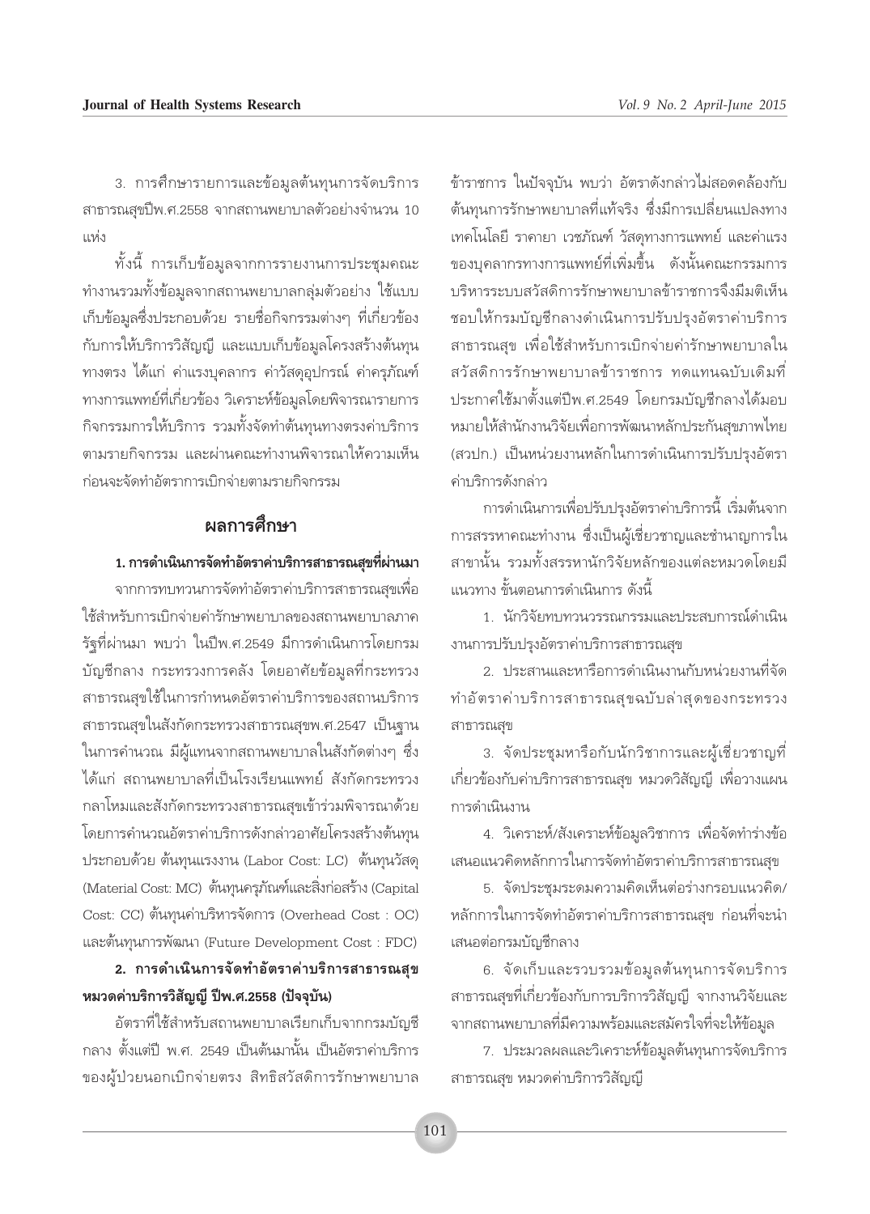3. การศึกษารายการและข้อมูลต้นทุนการจัดบริการสาธารณสุขปีพ.ศ.2558 จากสถานพยาบาลตัวอย่างจำนวน 10 แห่ง

ทั้งนี้ การเก็บข้อมูลจากการรายงานการประชุมคณะทำงานรวมทั้งข้อมูลจากสถานพยาบาลกลุ่มตัวอย่าง ใช้แบบเก็บข้อมูลซึ่งประกอบด้วย รายชื่อกิจกรรมต่างๆ ที่เกี่ยวข้องกับการให้บริการวิสัญญี และแบบเก็บข้อมูลโครงสร้างต้นทุนทางตรง ได้แก่ ค่าแรงบุคลากร ค่าวัสดุอุปกรณ์ ค่าครุภัณฑ์ทางการแพทย์ที่เกี่ยวข้อง วิเคราะห์ข้อมูลโดยพิจารณารายการกิจกรรมการให้บริการ รวมทั้งจัดทำต้นทุนทางตรงค่าบริการตามรายกิจกรรม และผ่านคณะทำงานพิจารณาให้ความเห็นก่อนจะจัดทำอัตราการเบิกจ่ายตามรายกิจกรรม

## ผลการศึกษา

### 1. การดำเนินการจัดทำอัตราค่าบริการสาธารณสุขที่ผ่านมา

จากการทบทวนการจัดทำอัตราค่าบริการสาธารณสุขเพื่อใช้สำหรับการเบิกจ่ายค่ารักษาพยาบาลของสถานพยาบาลภาครัฐที่ผ่านมา พบว่า ในปีพ.ศ.2549 มีการดำเนินการโดยกรมบัญชีกลาง กระทรวงการคลัง โดยอาศัยข้อมูลที่กระทรวงสาธารณสุขใช้ในการกำหนดอัตราค่าบริการของสถานบริการสาธารณสุขในสังกัดกระทรวงสาธารณสุขพ.ศ.2547 เป็นฐานในการคำนวณ มีผู้แทนจากสถานพยาบาลในสังกัดต่างๆ ซึ่งได้แก่ สถานพยาบาลที่เป็นโรงเรียนแพทย์ สังกัดกระทรวงกลาโหมและสังกัดกระทรวงสาธารณสุขเข้าร่วมพิจารณาด้วย โดยการคำนวณอัตราค่าบริการดังกล่าวอาศัยโครงสร้างต้นทุนประกอบด้วย ต้นทุนแรงงาน (Labor Cost: LC) ต้นทุนวัสดุ (Material Cost: MC) ต้นทุนครุภัณฑ์และสิ่งก่อสร้าง (Capital Cost: CC) ต้นทุนค่าบริหารจัดการ (Overhead Cost : OC) และต้นทุนการพัฒนา (Future Development Cost : FDC)

### 2. การดำเนินการจัดทำอัตราค่าบริการสาธารณสุขหมวดค่าบริการวิสัญญี ปีพ.ศ.2558 (ปัจจุบัน)

อัตราที่ใช้สำหรับสถานพยาบาลเรียกเก็บจากกรมบัญชีกลาง ตั้งแต่ปี พ.ศ. 2549 เป็นต้นมานั้น เป็นอัตราค่าบริการของผู้ป่วยนอกเบิกจ่ายตรง สิทธิสวัสดิการรักษาพยาบาลข้าราชการ ในปัจจุบัน พบว่า อัตราดังกล่าวไม่สอดคล้องกับต้นทุนการรักษาพยาบาลที่แท้จริง ซึ่งมีการเปลี่ยนแปลงทางเทคโนโลยี ราคายา เวชภัณฑ์ วัสดุทางการแพทย์ และค่าแรงของบุคลากรทางการแพทย์ที่เพิ่มขึ้น ดังนั้นคณะกรรมการบริหารระบบสวัสดิการรักษาพยาบาลข้าราชการจึงมีมติเห็นชอบให้กรมบัญชีกลางดำเนินการปรับปรุงอัตราค่าบริการสาธารณสุข เพื่อใช้สำหรับการเบิกจ่ายค่ารักษาพยาบาลในสวัสดิการรักษาพยาบาลข้าราชการ ทดแทนฉบับเดิมที่ประกาศใช้มาตั้งแต่ปีพ.ศ.2549 โดยกรมบัญชีกลางได้มอบหมายให้สำนักงานวิจัยเพื่อการพัฒนาหลักประกันสุขภาพไทย (สวปก.) เป็นหน่วยงานหลักในการดำเนินการปรับปรุงอัตราค่าบริการดังกล่าว

การดำเนินการเพื่อปรับปรุงอัตราค่าบริการนี้ เริ่มต้นจากการสรรหาคณะทำงาน ซึ่งเป็นผู้เชี่ยวชาญและชำนาญการในสาขานั้น รวมทั้งสรรหานักวิจัยหลักของแต่ละหมวดโดยมีแนวทาง ขั้นตอนการดำเนินการ ดังนี้

1. นักวิจัยทบทวนวรรณกรรมและประสบการณ์ดำเนินงานการปรับปรุงอัตราค่าบริการสาธารณสุข
2. ประสานและหารือการดำเนินงานกับหน่วยงานที่จัดทำอัตราค่าบริการสาธารณสุขฉบับล่าสุดของกระทรวงสาธารณสุข
3. จัดประชุมหารือกับนักวิชาการและผู้เชี่ยวชาญที่เกี่ยวข้องกับค่าบริการสาธารณสุข หมวดวิสัญญี เพื่อวางแผนการดำเนินงาน
4. วิเคราะห์/สังเคราะห์ข้อมูลวิชาการ เพื่อจัดทำร่างข้อเสนอแนวคิดหลักการในการจัดทำอัตราค่าบริการสาธารณสุข
5. จัดประชุมระดมความคิดเห็นต่อร่างกรอบแนวคิด/หลักการในการจัดทำอัตราค่าบริการสาธารณสุข ก่อนที่จะนำเสนอต่อกรมบัญชีกลาง
6. จัดเก็บและรวบรวมข้อมูลต้นทุนการจัดบริการสาธารณสุขที่เกี่ยวข้องกับการบริการวิสัญญี จากงานวิจัยและจากสถานพยาบาลที่มีความพร้อมและสมัครใจที่จะให้ข้อมูล
7. ประมวลผลและวิเคราะห์ข้อมูลต้นทุนการจัดบริการสาธารณสุข หมวดค่าบริการวิสัญญี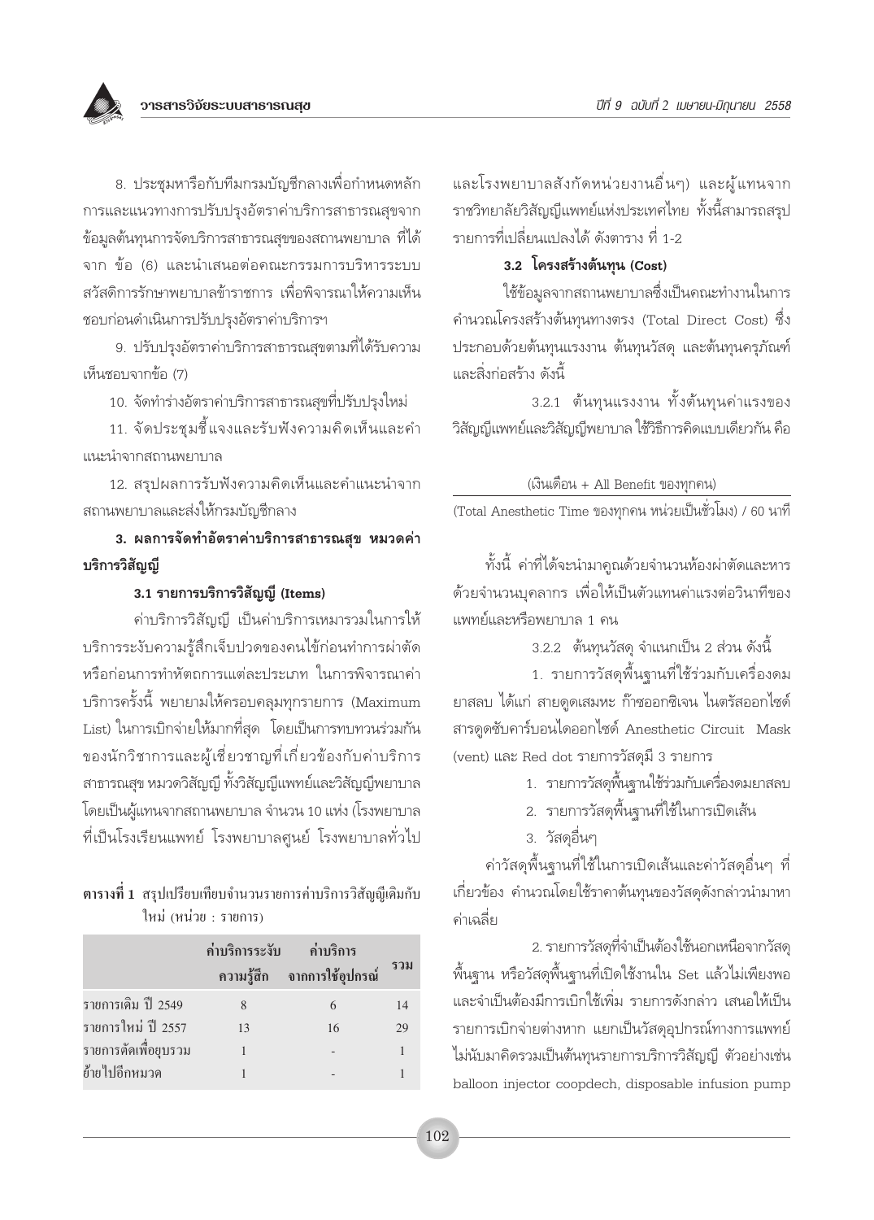8. ประชุมหารือกับทีมกรมบัญชีกลางเพื่อกำหนดหลักการและแนวทางการปรับปรุงอัตราค่าบริการสาธารณสุขจากข้อมูลต้นทุนการจัดบริการสาธารณสุขของสถานพยาบาล ที่ได้จาก ข้อ (6) และนำเสนอต่อคณะกรรมการบริหารระบบสวัสดิการรักษาพยาบาลข้าราชการ เพื่อพิจารณาให้ความเห็นชอบก่อนดำเนินการปรับปรุงอัตราค่าบริการฯ

9. ปรับปรุงอัตราค่าบริการสาธารณสุขตามที่ได้รับความเห็นชอบจากข้อ (7)

10. จัดทำร่างอัตราค่าบริการสาธารณสุขที่ปรับปรุงใหม่

11. จัดประชุมชี้แจงและรับฟังความคิดเห็นและคำแนะนำจากสถานพยาบาล

12. สรุปผลการรับฟังความคิดเห็นและคำแนะนำจากสถานพยาบาลและส่งให้กรมบัญชีกลาง

### 3. ผลการจัดทำอัตราค่าบริการสาธารณสุข หมวดค่าบริการวิสัญญี

#### 3.1 รายการบริการวิสัญญี (Items)

ค่าบริการวิสัญญี เป็นค่าบริการเหมารวมในการให้บริการระงับความรู้สึกเจ็บปวดของคนไข้ก่อนทำการผ่าตัด หรือก่อนการทำหัตถการแต่ละประเภท ในการพิจารณาค่าบริการครั้งนี้ พยายามให้ครอบคลุมทุกรายการ (Maximum List) ในการเบิกจ่ายให้มากที่สุด โดยเป็นการทบทวนร่วมกันของนักวิชาการและผู้เชี่ยวชาญที่เกี่ยวข้องกับค่าบริการสาธารณสุข หมวดวิสัญญี ทั้งวิสัญญีแพทย์และวิสัญญีพยาบาล โดยเป็นผู้แทนจากสถานพยาบาล จำนวน 10 แห่ง (โรงพยาบาลที่เป็นโรงเรียนแพทย์ โรงพยาบาลศูนย์ โรงพยาบาลทั่วไป

**ตารางที่ 1** สรุปเปรียบเทียบจำนวนรายการค่าบริการวิสัญญีเดิมกับใหม่ (หน่วย : รายการ)

| | ค่าบริการระงับความรู้สึก | ค่าบริการจากการใช้อุปกรณ์ | รวม |
|---|---|---|---|
| รายการเดิม ปี 2549 | 8 | 6 | 14 |
| รายการใหม่ ปี 2557 | 13 | 16 | 29 |
| รายการตัดเพื่อยุบรวม | 1 | - | 1 |
| ย้ายไปอีกหมวด | 1 | - | 1 |

และโรงพยาบาลสังกัดหน่วยงานอื่นๆ) และผู้แทนจากราชวิทยาลัยวิสัญญีแพทย์แห่งประเทศไทย ทั้งนี้สามารถสรุปรายการที่เปลี่ยนแปลงได้ ดังตาราง ที่ 1-2

#### 3.2 โครงสร้างต้นทุน (Cost)

ใช้ข้อมูลจากสถานพยาบาลซึ่งเป็นคณะทำงานในการคำนวณโครงสร้างต้นทุนทางตรง (Total Direct Cost) ซึ่งประกอบด้วยต้นทุนแรงงาน ต้นทุนวัสดุ และต้นทุนครุภัณฑ์และสิ่งก่อสร้าง ดังนี้

3.2.1 ต้นทุนแรงงาน ทั้งต้นทุนค่าแรงของวิสัญญีแพทย์และวิสัญญีพยาบาล ใช้วิธีการคิดแบบเดียวกัน คือ

$$\frac{\text{(เงินเดือน + All Benefit ของทุกคน)}}{\text{(Total Anesthetic Time ของทุกคน หน่วยเป็นชั่วโมง) / 60 นาที}}$$

ทั้งนี้ ค่าที่ได้จะนำมาคูณด้วยจำนวนห้องผ่าตัดและหารด้วยจำนวนบุคลากร เพื่อให้เป็นตัวแทนค่าแรงต่อวินาทีของแพทย์และหรือพยาบาล 1 คน

3.2.2 ต้นทุนวัสดุ จำแนกเป็น 2 ส่วน ดังนี้

1. รายการวัสดุพื้นฐานที่ใช้ร่วมกับเครื่องดมยาสลบ ได้แก่ สายดูดเสมหะ ก๊าซออกซิเจน ไนตรัสออกไซด์ สารดูดซับคาร์บอนไดออกไซด์ Anesthetic Circuit Mask (vent) และ Red dot รายการวัสดุมี 3 รายการ

   1. รายการวัสดุพื้นฐานใช้ร่วมกับเครื่องดมยาสลบ
   2. รายการวัสดุพื้นฐานที่ใช้ในการเปิดเส้น
   3. วัสดุอื่นๆ

ค่าวัสดุพื้นฐานที่ใช้ในการเปิดเส้นและค่าวัสดุอื่นๆ ที่เกี่ยวข้อง คำนวณโดยใช้ราคาต้นทุนของวัสดุดังกล่าวนำมาหาค่าเฉลี่ย

2. รายการวัสดุที่จำเป็นต้องใช้นอกเหนือจากวัสดุพื้นฐาน หรือวัสดุพื้นฐานที่เปิดใช้งานใน Set แล้วไม่เพียงพอและจำเป็นต้องมีการเบิกใช้เพิ่ม รายการดังกล่าว เสนอให้เป็นรายการเบิกจ่ายต่างหาก แยกเป็นวัสดุอุปกรณ์ทางการแพทย์ ไม่นับมาคิดรวมเป็นต้นทุนรายการบริการวิสัญญี ตัวอย่างเช่น balloon injector coopdech, disposable infusion pump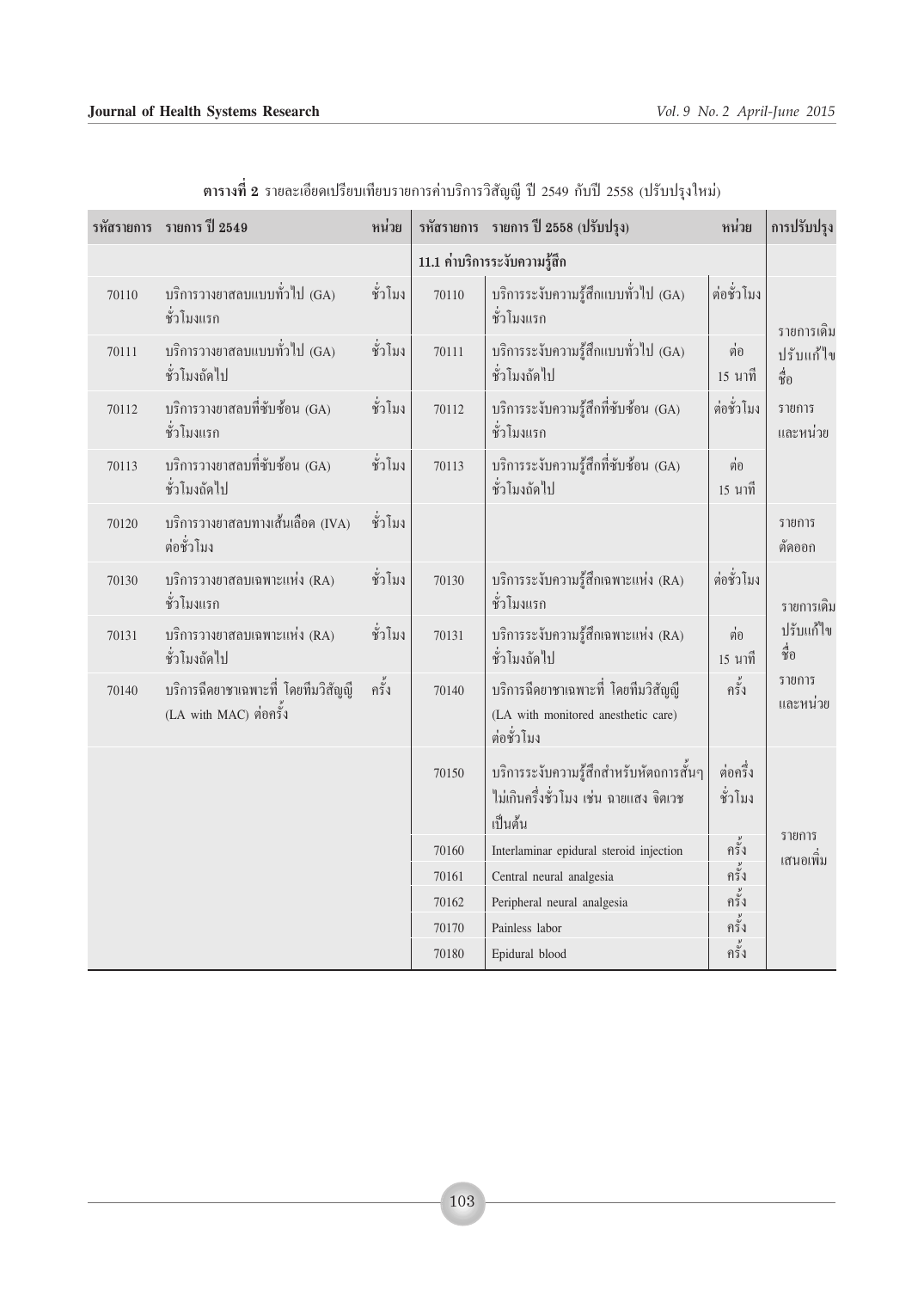**ตารางที่ 2** รายละเอียดเปรียบเทียบรายการค่าบริการวิสัญญี ปี 2549 กับปี 2558 (ปรับปรุงใหม่)

| รหัสรายการ | รายการ ปี 2549 | หน่วย | รหัสรายการ | รายการ ปี 2558 (ปรับปรุง) | หน่วย | การปรับปรุง |
|---|---|---|---|---|---|---|
| | | | **11.1 ค่าบริการระงับความรู้สึก** | | | |
| 70110 | บริการวางยาสลบแบบทั่วไป (GA) ชั่วโมงแรก | ชั่วโมง | 70110 | บริการระงับความรู้สึกแบบทั่วไป (GA) ชั่วโมงแรก | ต่อชั่วโมง | รายการเดิม ปรับแก้ไขชื่อ รายการ และหน่วย |
| 70111 | บริการวางยาสลบแบบทั่วไป (GA) ชั่วโมงถัดไป | ชั่วโมง | 70111 | บริการระงับความรู้สึกแบบทั่วไป (GA) ชั่วโมงถัดไป | ต่อ 15 นาที | |
| 70112 | บริการวางยาสลบที่ซับซ้อน (GA) ชั่วโมงแรก | ชั่วโมง | 70112 | บริการระงับความรู้สึกที่ซับซ้อน (GA) ชั่วโมงแรก | ต่อชั่วโมง | |
| 70113 | บริการวางยาสลบที่ซับซ้อน (GA) ชั่วโมงถัดไป | ชั่วโมง | 70113 | บริการระงับความรู้สึกที่ซับซ้อน (GA) ชั่วโมงถัดไป | ต่อ 15 นาที | |
| 70120 | บริการวางยาสลบทางเส้นเลือด (IVA) ต่อชั่วโมง | ชั่วโมง | | | | รายการตัดออก |
| 70130 | บริการวางยาสลบเฉพาะแห่ง (RA) ชั่วโมงแรก | ชั่วโมง | 70130 | บริการระงับความรู้สึกเฉพาะแห่ง (RA) ชั่วโมงแรก | ต่อชั่วโมง | รายการเดิม ปรับแก้ไขชื่อ รายการ และหน่วย |
| 70131 | บริการวางยาสลบเฉพาะแห่ง (RA) ชั่วโมงถัดไป | ชั่วโมง | 70131 | บริการระงับความรู้สึกเฉพาะแห่ง (RA) ชั่วโมงถัดไป | ต่อ 15 นาที | |
| 70140 | บริการฉีดยาชาเฉพาะที่ โดยทีมวิสัญญี (LA with MAC) ต่อครั้ง | ครั้ง | 70140 | บริการฉีดยาชาเฉพาะที่ โดยทีมวิสัญญี (LA with monitored anesthetic care) ต่อชั่วโมง | ครั้ง | |
| | | | 70150 | บริการระงับความรู้สึกสำหรับหัตถการสั้นๆ ไม่เกินครึ่งชั่วโมง เช่น ฉายแสง จิตเวช เป็นต้น | ต่อครึ่งชั่วโมง | รายการเสนอเพิ่ม |
| | | | 70160 | Interlaminar epidural steroid injection | ครั้ง | |
| | | | 70161 | Central neural analgesia | ครั้ง | |
| | | | 70162 | Peripheral neural analgesia | ครั้ง | |
| | | | 70170 | Painless labor | ครั้ง | |
| | | | 70180 | Epidural blood | ครั้ง | |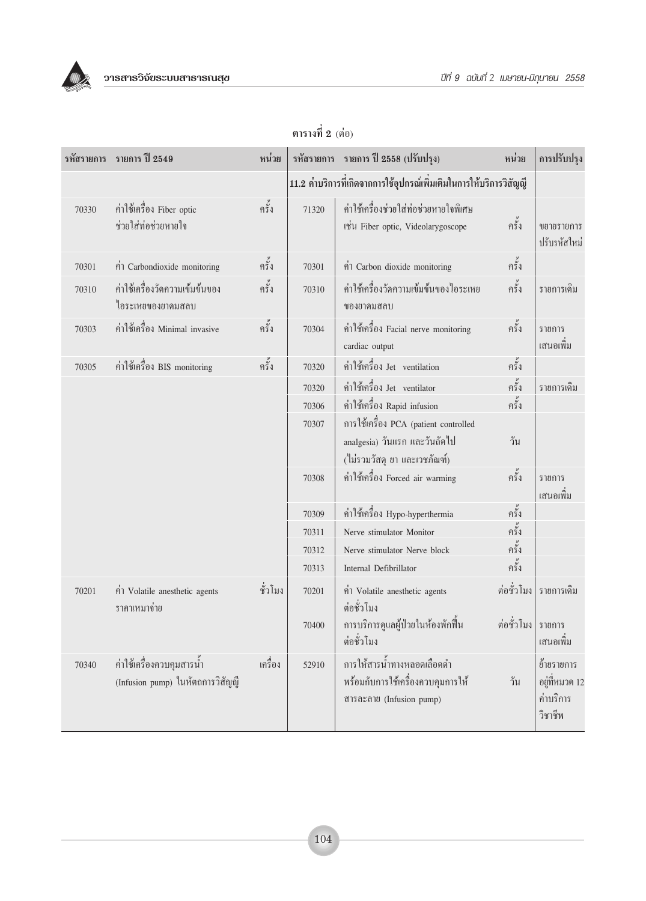**ตารางที่ 2** (ต่อ)

| รหัสรายการ | รายการ ปี 2549 | หน่วย | รหัสรายการ | รายการ ปี 2558 (ปรับปรุง) | หน่วย | การปรับปรุง |
|---|---|---|---|---|---|---|
| | | | | 11.2 ค่าบริการที่เกิดจากการใช้อุปกรณ์เพิ่มเติมในการให้บริการวิสัญญี | | |
| 70330 | ค่าใช้เครื่อง Fiber optic ช่วยใส่ท่อช่วยหายใจ | ครั้ง | 71320 | ค่าใช้เครื่องช่วยใส่ท่อช่วยหายใจพิเศษ เช่น Fiber optic, Videolarygoscope | ครั้ง | ขยายรายการ ปรับรหัสใหม่ |
| 70301 | ค่า Carbondioxide monitoring | ครั้ง | 70301 | ค่า Carbon dioxide monitoring | ครั้ง | |
| 70310 | ค่าใช้เครื่องวัดความเข้มข้นของไอระเหยของยาดมสลบ | ครั้ง | 70310 | ค่าใช้เครื่องวัดความเข้มข้นของไอระเหยของยาดมสลบ | ครั้ง | รายการเดิม |
| 70303 | ค่าใช้เครื่อง Minimal invasive | ครั้ง | 70304 | ค่าใช้เครื่อง Facial nerve monitoring cardiac output | ครั้ง | รายการเสนอเพิ่ม |
| 70305 | ค่าใช้เครื่อง BIS monitoring | ครั้ง | 70320 | ค่าใช้เครื่อง Jet ventilation | ครั้ง | |
| | | | 70320 | ค่าใช้เครื่อง Jet ventilator | ครั้ง | รายการเดิม |
| | | | 70306 | ค่าใช้เครื่อง Rapid infusion | ครั้ง | |
| | | | 70307 | การใช้เครื่อง PCA (patient controlled analgesia) วันแรก และวันถัดไป (ไม่รวมวัสดุ ยา และเวชภัณฑ์) | วัน | |
| | | | 70308 | ค่าใช้เครื่อง Forced air warming | ครั้ง | รายการเสนอเพิ่ม |
| | | | 70309 | ค่าใช้เครื่อง Hypo-hyperthermia | ครั้ง | |
| | | | 70311 | Nerve stimulator Monitor | ครั้ง | |
| | | | 70312 | Nerve stimulator Nerve block | ครั้ง | |
| | | | 70313 | Internal Defibrillator | ครั้ง | |
| 70201 | ค่า Volatile anesthetic agents ราคาเหมาจ่าย | ชั่วโมง | 70201 | ค่า Volatile anesthetic agents ต่อชั่วโมง | ต่อชั่วโมง | รายการเดิม |
| | | | 70400 | การบริการดูแลผู้ป่วยในห้องพักฟื้น ต่อชั่วโมง | ต่อชั่วโมง | รายการเสนอเพิ่ม |
| 70340 | ค่าใช้เครื่องควบคุมสารน้ำ (Infusion pump) ในหัตถการวิสัญญี | เครื่อง | 52910 | การให้สารน้ำทางหลอดเลือดดำ พร้อมกับการใช้เครื่องควบคุมการให้สารละลาย (Infusion pump) | วัน | ย้ายรายการอยู่ที่หมวด 12 ค่าบริการวิชาชีพ |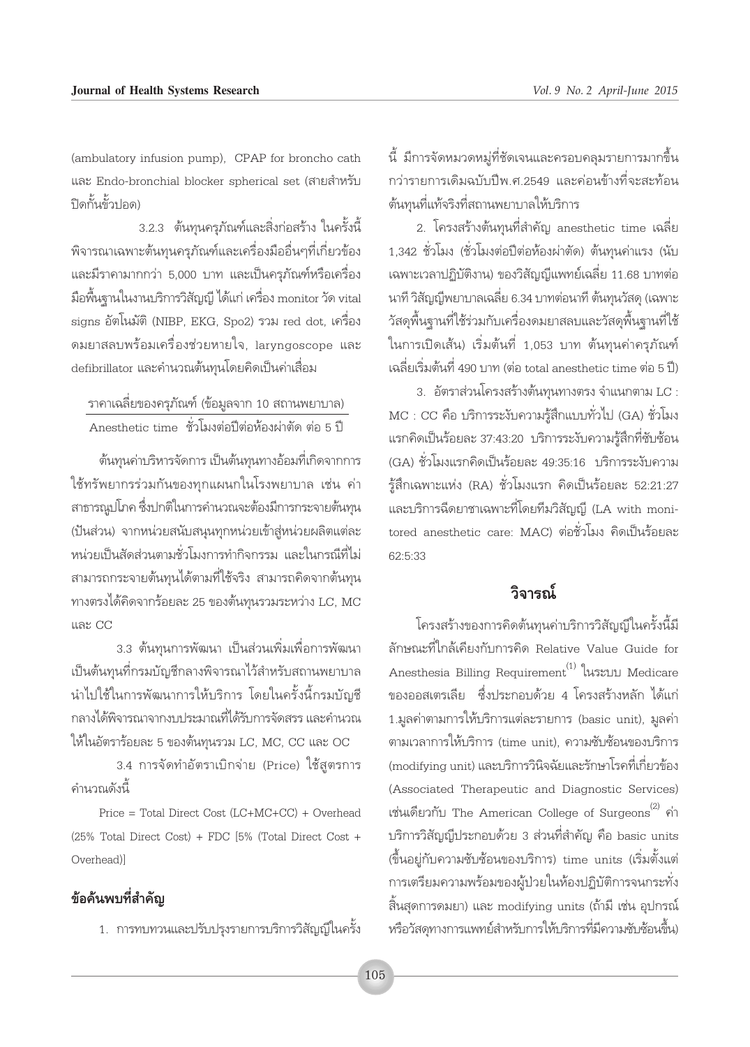(ambulatory infusion pump), CPAP for broncho cath และ Endo-bronchial blocker spherical set (สายสำหรับปิดกั้นขั้วปอด)

3.2.3 ต้นทุนครุภัณฑ์และสิ่งก่อสร้าง ในครั้งนี้พิจารณาเฉพาะต้นทุนครุภัณฑ์และเครื่องมืออื่นๆที่เกี่ยวข้อง และมีราคามากกว่า 5,000 บาท และเป็นครุภัณฑ์หรือเครื่องมือพื้นฐานในงานบริการวิสัญญี ได้แก่ เครื่อง monitor วัด vital signs อัตโนมัติ (NIBP, EKG, Spo2) รวม red dot, เครื่องดมยาสลบพร้อมเครื่องช่วยหายใจ, laryngoscope และ defibrillator และคำนวณต้นทุนโดยคิดเป็นค่าเสื่อม

$$\frac{\text{ราคาเฉลี่ยของครุภัณฑ์ (ข้อมูลจาก 10 สถานพยาบาล)}}{\text{Anesthetic time ชั่วโมงต่อปีต่อห้องผ่าตัด ต่อ 5 ปี}}$$

ต้นทุนค่าบริหารจัดการ เป็นต้นทุนทางอ้อมที่เกิดจากการใช้ทรัพยากรร่วมกันของทุกแผนกในโรงพยาบาล เช่น ค่าสาธารณูปโภค ซึ่งปกติในการคำนวณจะต้องมีการกระจายต้นทุน (ปันส่วน) จากหน่วยสนับสนุนทุกหน่วยเข้าสู่หน่วยผลิตแต่ละหน่วยเป็นสัดส่วนตามชั่วโมงการทำกิจกรรม และในกรณีที่ไม่สามารถกระจายต้นทุนได้ตามที่ใช้จริง สามารถคิดจากต้นทุนทางตรงได้คิดจากร้อยละ 25 ของต้นทุนรวมระหว่าง LC, MC และ CC

3.3 ต้นทุนการพัฒนา เป็นส่วนเพิ่มเพื่อการพัฒนา เป็นต้นทุนที่กรมบัญชีกลางพิจารณาไว้สำหรับสถานพยาบาลนำไปใช้ในการพัฒนาการให้บริการ โดยในครั้งนี้กรมบัญชีกลางได้พิจารณาจากงบประมาณที่ได้รับการจัดสรร และคำนวณให้ในอัตราร้อยละ 5 ของต้นทุนรวม LC, MC, CC และ OC

3.4 การจัดทำอัตราเบิกจ่าย (Price) ใช้สูตรการคำนวณดังนี้

Price = Total Direct Cost (LC+MC+CC) + Overhead (25% Total Direct Cost) + FDC [5% (Total Direct Cost + Overhead)]

## ข้อค้นพบที่สำคัญ

1. การทบทวนและปรับปรุงรายการบริการวิสัญญีในครั้งนี้ มีการจัดหมวดหมู่ที่ชัดเจนและครอบคลุมรายการมากขึ้นกว่ารายการเดิมฉบับปีพ.ศ.2549 และค่อนข้างที่จะสะท้อนต้นทุนที่แท้จริงที่สถานพยาบาลให้บริการ

2. โครงสร้างต้นทุนที่สำคัญ anesthetic time เฉลี่ย 1,342 ชั่วโมง (ชั่วโมงต่อปีต่อห้องผ่าตัด) ต้นทุนค่าแรง (นับเฉพาะเวลาปฏิบัติงาน) ของวิสัญญีแพทย์เฉลี่ย 11.68 บาทต่อนาที วิสัญญีพยาบาลเฉลี่ย 6.34 บาทต่อนาที ต้นทุนวัสดุ (เฉพาะวัสดุพื้นฐานที่ใช้ร่วมกับเครื่องดมยาสลบและวัสดุพื้นฐานที่ใช้ในการเปิดเส้น) เริ่มต้นที่ 1,053 บาท ต้นทุนค่าครุภัณฑ์เฉลี่ยเริ่มต้นที่ 490 บาท (ต่อ total anesthetic time ต่อ 5 ปี)

3. อัตราส่วนโครงสร้างต้นทุนทางตรง จำแนกตาม LC : MC : CC คือ บริการระงับความรู้สึกแบบทั่วไป (GA) ชั่วโมงแรกคิดเป็นร้อยละ 37:43:20 บริการระงับความรู้สึกที่ซับซ้อน (GA) ชั่วโมงแรกคิดเป็นร้อยละ 49:35:16 บริการระงับความรู้สึกเฉพาะแห่ง (RA) ชั่วโมงแรก คิดเป็นร้อยละ 52:21:27 และบริการฉีดยาชาเฉพาะที่โดยทีมวิสัญญี (LA with monitored anesthetic care: MAC) ต่อชั่วโมง คิดเป็นร้อยละ 62:5:33

## วิจารณ์

โครงสร้างของการคิดต้นทุนค่าบริการวิสัญญีในครั้งนี้มีลักษณะที่ใกล้เคียงกับการคิด Relative Value Guide for Anesthesia Billing Requirement[1] ในระบบ Medicare ของออสเตรเลีย ซึ่งประกอบด้วย 4 โครงสร้างหลัก ได้แก่ 1.มูลค่าตามการให้บริการแต่ละรายการ (basic unit), มูลค่าตามเวลาการให้บริการ (time unit), ความซับซ้อนของบริการ (modifying unit) และบริการวินิจฉัยและรักษาโรคที่เกี่ยวข้อง (Associated Therapeutic and Diagnostic Services) เช่นเดียวกับ The American College of Surgeons[2] ค่าบริการวิสัญญีประกอบด้วย 3 ส่วนที่สำคัญ คือ basic units (ขึ้นอยู่กับความซับซ้อนของบริการ) time units (เริ่มตั้งแต่การเตรียมความพร้อมของผู้ป่วยในห้องปฏิบัติการจนกระทั่งสิ้นสุดการดมยา) และ modifying units (ถ้ามี เช่น อุปกรณ์หรือวัสดุทางการแพทย์สำหรับการให้บริการที่มีความซับซ้อนขึ้น)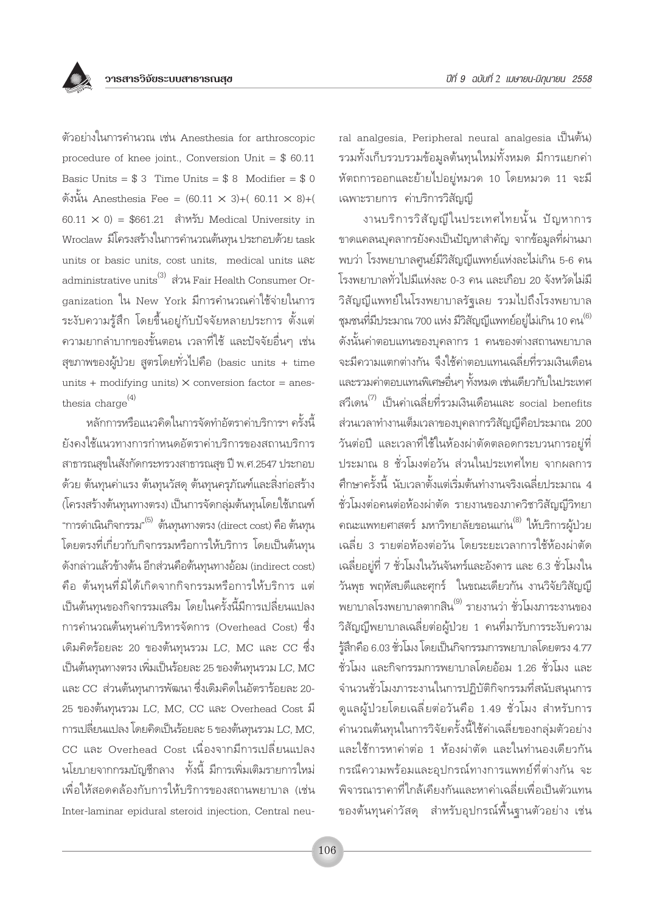ตัวอย่างในการคำนวณ เช่น Anesthesia for arthroscopic procedure of knee joint., Conversion Unit = $ 60.11 Basic Units = $ 3 Time Units = $ 8 Modifier = $ 0 ดังนั้น Anesthesia Fee = (60.11 × 3)+( 60.11 × 8)+( 60.11 × 0) = $661.21 สำหรับ Medical University in Wroclaw มีโครงสร้างในการคำนวณต้นทุน ประกอบด้วย task units or basic units, cost units, medical units และ administrative units[3] ส่วน Fair Health Consumer Organization ใน New York มีการคำนวณค่าใช้จ่ายในการระงับความรู้สึก โดยขึ้นอยู่กับปัจจัยหลายประการ ตั้งแต่ความยากลำบากของขั้นตอน เวลาที่ใช้ และปัจจัยอื่นๆ เช่น สุขภาพของผู้ป่วย สูตรโดยทั่วไปคือ (basic units + time units + modifying units) × conversion factor = anesthesia charge[4]

หลักการหรือแนวคิดในการจัดทำอัตราค่าบริการฯ ครั้งนี้ ยังคงใช้แนวทางการกำหนดอัตราค่าบริการของสถานบริการสาธารณสุขในสังกัดกระทรวงสาธารณสุข ปี พ.ศ.2547 ประกอบด้วย ต้นทุนค่าแรง ต้นทุนวัสดุ ต้นทุนครุภัณฑ์และสิ่งก่อสร้าง (โครงสร้างต้นทุนทางตรง) เป็นการจัดกลุ่มต้นทุนโดยใช้เกณฑ์ "การดำเนินกิจกรรม"[5] ต้นทุนทางตรง (direct cost) คือ ต้นทุนโดยตรงที่เกี่ยวกับกิจกรรมหรือการให้บริการ โดยเป็นต้นทุนดังกล่าวแล้วข้างต้น อีกส่วนคือต้นทุนทางอ้อม (indirect cost) คือ ต้นทุนที่มิได้เกิดจากกิจกรรมหรือการให้บริการ แต่เป็นต้นทุนของกิจกรรมเสริม โดยในครั้งนี้มีการเปลี่ยนแปลงการคำนวณต้นทุนค่าบริหารจัดการ (Overhead Cost) ซึ่งเดิมคิดร้อยละ 20 ของต้นทุนรวม LC, MC และ CC ซึ่งเป็นต้นทุนทางตรง เพิ่มเป็นร้อยละ 25 ของต้นทุนรวม LC, MC และ CC ส่วนต้นทุนการพัฒนา ซึ่งเดิมคิดในอัตราร้อยละ 20-25 ของต้นทุนรวม LC, MC, CC และ Overhead Cost มีการเปลี่ยนแปลง โดยคิดเป็นร้อยละ 5 ของต้นทุนรวม LC, MC, CC และ Overhead Cost เนื่องจากมีการเปลี่ยนแปลงนโยบายจากกรมบัญชีกลาง ทั้งนี้ มีการเพิ่มเติมรายการใหม่เพื่อให้สอดคล้องกับการให้บริการของสถานพยาบาล (เช่น Inter-laminar epidural steroid injection, Central neural analgesia, Peripheral neural analgesia เป็นต้น) รวมทั้งเก็บรวบรวมข้อมูลต้นทุนใหม่ทั้งหมด มีการแยกค่าหัตถการออกและย้ายไปอยู่หมวด 10 โดยหมวด 11 จะมีเฉพาะรายการ ค่าบริการวิสัญญี

งานบริการวิสัญญีในประเทศไทยนั้น ปัญหาการขาดแคลนบุคลากรยังคงเป็นปัญหาสำคัญ จากข้อมูลที่ผ่านมาพบว่า โรงพยาบาลศูนย์มีวิสัญญีแพทย์แห่งละไม่เกิน 5-6 คน โรงพยาบาลทั่วไปมีแห่งละ 0-3 คน และเกือบ 20 จังหวัดไม่มีวิสัญญีแพทย์ในโรงพยาบาลรัฐเลย รวมไปถึงโรงพยาบาลชุมชนที่มีประมาณ 700 แห่ง มีวิสัญญีแพทย์อยู่ไม่เกิน 10 คน[6] ดังนั้นค่าตอบแทนของบุคลากร 1 คนของต่างสถานพยาบาลจะมีความแตกต่างกัน จึงใช้ค่าตอบแทนเฉลี่ยที่รวมเงินเดือนและรวมค่าตอบแทนพิเศษอื่นๆ ทั้งหมด เช่นเดียวกับในประเทศสวีเดน[7] เป็นค่าเฉลี่ยที่รวมเงินเดือนและ social benefits ส่วนเวลาทำงานเต็มเวลาของบุคลากรวิสัญญีคือประมาณ 200 วันต่อปี และเวลาที่ใช้ในห้องผ่าตัดตลอดกระบวนการอยู่ที่ประมาณ 8 ชั่วโมงต่อวัน ส่วนในประเทศไทย จากผลการศึกษาครั้งนี้ นับเวลาตั้งแต่เริ่มต้นทำงานจริงเฉลี่ยประมาณ 4 ชั่วโมงต่อคนต่อห้องผ่าตัด รายงานของภาควิชาวิสัญญีวิทยา คณะแพทยศาสตร์ มหาวิทยาลัยขอนแก่น[8] ให้บริการผู้ป่วยเฉลี่ย 3 รายต่อห้องต่อวัน โดยระยะเวลาการใช้ห้องผ่าตัดเฉลี่ยอยู่ที่ 7 ชั่วโมงในวันจันทร์และอังคาร และ 6.3 ชั่วโมงในวันพุธ พฤหัสบดีและศุกร์ ในขณะเดียวกัน งานวิจัยวิสัญญีพยาบาลโรงพยาบาลตากสิน[9] รายงานว่า ชั่วโมงภาระงานของวิสัญญีพยาบาลเฉลี่ยต่อผู้ป่วย 1 คนที่มารับการระงับความรู้สึกคือ 6.03 ชั่วโมง โดยเป็นกิจกรรมการพยาบาลโดยตรง 4.77 ชั่วโมง และกิจกรรมการพยาบาลโดยอ้อม 1.26 ชั่วโมง และจำนวนชั่วโมงภาระงานในการปฏิบัติกิจกรรมที่สนับสนุนการดูแลผู้ป่วยโดยเฉลี่ยต่อวันคือ 1.49 ชั่วโมง สำหรับการคำนวณต้นทุนในการวิจัยครั้งนี้ใช้ค่าเฉลี่ยของกลุ่มตัวอย่างและใช้การหาค่าต่อ 1 ห้องผ่าตัด และในทำนองเดียวกัน กรณีความพร้อมและอุปกรณ์ทางการแพทย์ที่ต่างกัน จะพิจารณาราคาที่ใกล้เคียงกันและหาค่าเฉลี่ยเพื่อเป็นตัวแทนของต้นทุนค่าวัสดุ สำหรับอุปกรณ์พื้นฐานตัวอย่าง เช่น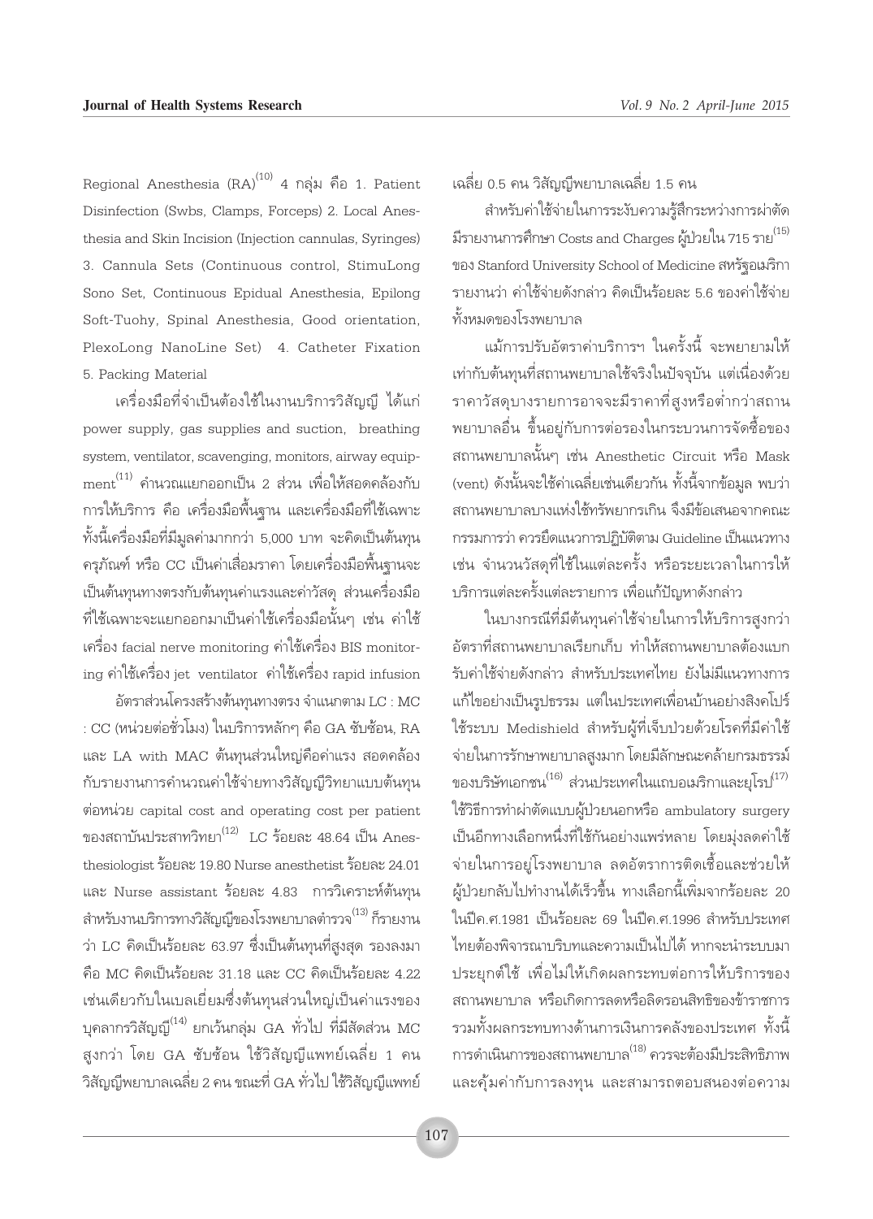Regional Anesthesia (RA)[10] 4 กลุ่ม คือ 1. Patient Disinfection (Swbs, Clamps, Forceps) 2. Local Anesthesia and Skin Incision (Injection cannulas, Syringes) 3. Cannula Sets (Continuous control, StimuLong Sono Set, Continuous Epidual Anesthesia, Epilong Soft-Tuohy, Spinal Anesthesia, Good orientation, PlexoLong NanoLine Set) 4. Catheter Fixation 5. Packing Material

เครื่องมือที่จำเป็นต้องใช้ในงานบริการวิสัญญี ได้แก่ power supply, gas supplies and suction, breathing system, ventilator, scavenging, monitors, airway equipment[11] คำนวณแยกออกเป็น 2 ส่วน เพื่อให้สอดคล้องกับการให้บริการ คือ เครื่องมือพื้นฐาน และเครื่องมือที่ใช้เฉพาะ ทั้งนี้เครื่องมือที่มีมูลค่ามากกว่า 5,000 บาท จะคิดเป็นต้นทุนครุภัณฑ์ หรือ CC เป็นค่าเสื่อมราคา โดยเครื่องมือพื้นฐานจะเป็นต้นทุนทางตรงกับต้นทุนค่าแรงและค่าวัสดุ ส่วนเครื่องมือที่ใช้เฉพาะจะแยกออกมาเป็นค่าใช้เครื่องมือนั้นๆ เช่น ค่าใช้เครื่อง facial nerve monitoring ค่าใช้เครื่อง BIS monitoring ค่าใช้เครื่อง jet ventilator ค่าใช้เครื่อง rapid infusion

อัตราส่วนโครงสร้างต้นทุนทางตรง จำแนกตาม LC : MC : CC (หน่วยต่อชั่วโมง) ในบริการหลักๆ คือ GA ซับซ้อน, RA และ LA with MAC ต้นทุนส่วนใหญ่คือค่าแรง สอดคล้องกับรายงานการคำนวณค่าใช้จ่ายทางวิสัญญีวิทยาแบบต้นทุนต่อหน่วย capital cost and operating cost per patient ของสถาบันประสาทวิทยา[12] LC ร้อยละ 48.64 เป็น Anesthesiologist ร้อยละ 19.80 Nurse anesthetist ร้อยละ 24.01 และ Nurse assistant ร้อยละ 4.83 การวิเคราะห์ต้นทุนสำหรับงานบริการทางวิสัญญีของโรงพยาบาลตำรวจ[13] ก็รายงานว่า LC คิดเป็นร้อยละ 63.97 ซึ่งเป็นต้นทุนที่สูงสุด รองลงมาคือ MC คิดเป็นร้อยละ 31.18 และ CC คิดเป็นร้อยละ 4.22 เช่นเดียวกับในเบลเยี่ยมซึ่งต้นทุนส่วนใหญ่เป็นค่าแรงของบุคลากรวิสัญญี[14] ยกเว้นกลุ่ม GA ทั่วไป ที่มีสัดส่วน MC สูงกว่า โดย GA ซับซ้อน ใช้วิสัญญีแพทย์เฉลี่ย 1 คน วิสัญญีพยาบาลเฉลี่ย 2 คน ขณะที่ GA ทั่วไป ใช้วิสัญญีแพทย์เฉลี่ย 0.5 คน วิสัญญีพยาบาลเฉลี่ย 1.5 คน

สำหรับค่าใช้จ่ายในการระงับความรู้สึกระหว่างการผ่าตัด มีรายงานการศึกษา Costs and Charges ผู้ป่วยใน 715 ราย[15] ของ Stanford University School of Medicine สหรัฐอเมริกา รายงานว่า ค่าใช้จ่ายดังกล่าว คิดเป็นร้อยละ 5.6 ของค่าใช้จ่ายทั้งหมดของโรงพยาบาล

แม้การปรับอัตราค่าบริการฯ ในครั้งนี้ จะพยายามให้เท่ากับต้นทุนที่สถานพยาบาลใช้จริงในปัจจุบัน แต่เนื่องด้วยราคาวัสดุบางรายการอาจจะมีราคาที่สูงหรือต่ำกว่าสถานพยาบาลอื่น ขึ้นอยู่กับการต่อรองในกระบวนการจัดซื้อของสถานพยาบาลนั้นๆ เช่น Anesthetic Circuit หรือ Mask (vent) ดังนั้นจะใช้ค่าเฉลี่ยเช่นเดียวกัน ทั้งนี้จากข้อมูล พบว่าสถานพยาบาลบางแห่งใช้ทรัพยากรเกิน จึงมีข้อเสนอจากคณะกรรมการว่า ควรยึดแนวการปฏิบัติตาม Guideline เป็นแนวทาง เช่น จำนวนวัสดุที่ใช้ในแต่ละครั้ง หรือระยะเวลาในการให้บริการแต่ละครั้งแต่ละรายการ เพื่อแก้ปัญหาดังกล่าว

ในบางกรณีที่มีต้นทุนค่าใช้จ่ายในการให้บริการสูงกว่าอัตราที่สถานพยาบาลเรียกเก็บ ทำให้สถานพยาบาลต้องแบกรับค่าใช้จ่ายดังกล่าว สำหรับประเทศไทย ยังไม่มีแนวทางการแก้ไขอย่างเป็นรูปธรรม แต่ในประเทศเพื่อนบ้านอย่างสิงคโปร์ใช้ระบบ Medishield สำหรับผู้ที่เจ็บป่วยด้วยโรคที่มีค่าใช้จ่ายในการรักษาพยาบาลสูงมาก โดยมีลักษณะคล้ายกรมธรรม์ของบริษัทเอกชน[16] ส่วนประเทศในแถบอเมริกาและยุโรป[17] ใช้วิธีการทำผ่าตัดแบบผู้ป่วยนอกหรือ ambulatory surgery เป็นอีกทางเลือกหนึ่งที่ใช้กันอย่างแพร่หลาย โดยมุ่งลดค่าใช้จ่ายในการอยู่โรงพยาบาล ลดอัตราการติดเชื้อและช่วยให้ผู้ป่วยกลับไปทำงานได้เร็วขึ้น ทางเลือกนี้เพิ่มจากร้อยละ 20 ในปีค.ศ.1981 เป็นร้อยละ 69 ในปีค.ศ.1996 สำหรับประเทศไทยต้องพิจารณาบริบทและความเป็นไปได้ หากจะนำระบบมาประยุกต์ใช้ เพื่อไม่ให้เกิดผลกระทบต่อการให้บริการของสถานพยาบาล หรือเกิดการลดหรือลิดรอนสิทธิของข้าราชการ รวมทั้งผลกระทบทางด้านการเงินการคลังของประเทศ ทั้งนี้การดำเนินการของสถานพยาบาล[18] ควรจะต้องมีประสิทธิภาพและคุ้มค่ากับการลงทุน และสามารถตอบสนองต่อความ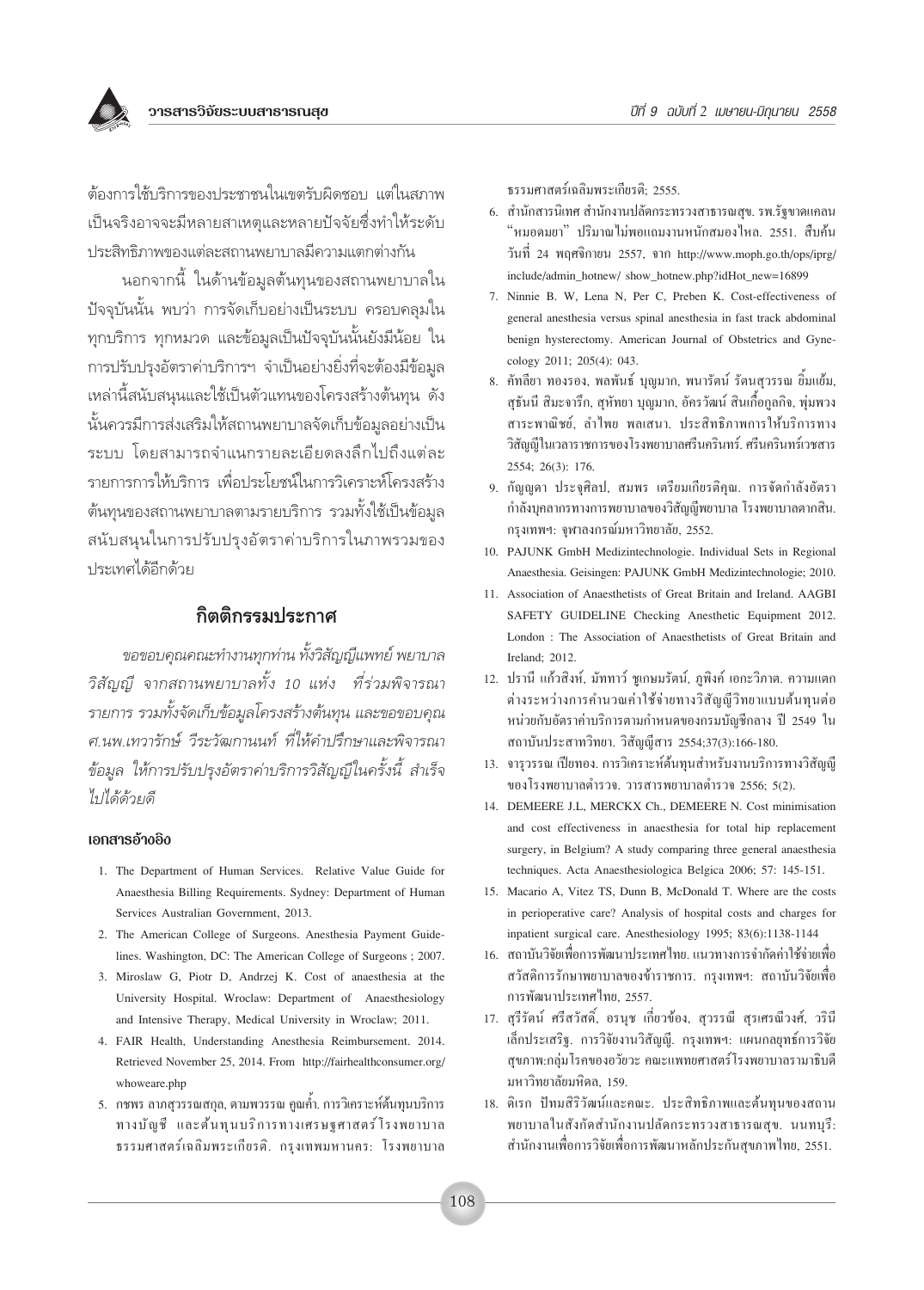ต้องการใช้บริการของประชาชนในเขตรับผิดชอบ แต่ในสภาพเป็นจริงอาจจะมีหลายสาเหตุและหลายปัจจัยซึ่งทำให้ระดับประสิทธิภาพของแต่ละสถานพยาบาลมีความแตกต่างกัน

นอกจากนี้ ในด้านข้อมูลต้นทุนของสถานพยาบาลในปัจจุบันนั้น พบว่า การจัดเก็บอย่างเป็นระบบ ครอบคลุมในทุกบริการ ทุกหมวด และข้อมูลเป็นปัจจุบันนั้นยังมีน้อย ในการปรับปรุงอัตราค่าบริการฯ จำเป็นอย่างยิ่งที่จะต้องมีข้อมูลเหล่านี้สนับสนุนและใช้เป็นตัวแทนของโครงสร้างต้นทุน ดังนั้นควรมีการส่งเสริมให้สถานพยาบาลจัดเก็บข้อมูลอย่างเป็นระบบ โดยสามารถจำแนกรายละเอียดลงลึกไปถึงแต่ละรายการการให้บริการ เพื่อประโยชน์ในการวิเคราะห์โครงสร้างต้นทุนของสถานพยาบาลตามรายบริการ รวมทั้งใช้เป็นข้อมูลสนับสนุนในการปรับปรุงอัตราค่าบริการในภาพรวมของประเทศได้อีกด้วย

## กิตติกรรมประกาศ

*ขอขอบคุณคณะทำงานทุกท่าน ทั้งวิสัญญีแพทย์ พยาบาลวิสัญญี จากสถานพยาบาลทั้ง 10 แห่ง ที่ร่วมพิจารณารายการ รวมทั้งจัดเก็บข้อมูลโครงสร้างต้นทุน และขอขอบคุณ ศ.นพ.เทวารักษ์ วีระวัฒกานนท์ ที่ให้คำปรึกษาและพิจารณาข้อมูล ให้การปรับปรุงอัตราค่าบริการวิสัญญีในครั้งนี้ สำเร็จไปได้ด้วยดี*

### เอกสารอ้างอิง

1. The Department of Human Services. Relative Value Guide for Anaesthesia Billing Requirements. Sydney: Department of Human Services Australian Government, 2013.
2. The American College of Surgeons. Anesthesia Payment Guidelines. Washington, DC: The American College of Surgeons ; 2007.
3. Miroslaw G, Piotr D, Andrzej K. Cost of anaesthesia at the University Hospital. Wroclaw: Department of Anaesthesiology and Intensive Therapy, Medical University in Wroclaw; 2011.
4. FAIR Health, Understanding Anesthesia Reimbursement. 2014. Retrieved November 25, 2014. From http://fairhealthconsumer.org/whoweare.php
5. กชพร ลาภสุวรรณสกุล, ดามพวรรณ คูณค้ำ. การวิเคราะห์ต้นทุนบริการทางบัญชี และต้นทุนบริการทางเศรษฐศาสตร์โรงพยาบาลธรรมศาสตร์เฉลิมพระเกียรติ. กรุงเทพมหานคร: โรงพยาบาลธรรมศาสตร์เฉลิมพระเกียรติ; 2555.
6. สำนักสารนิเทศ สำนักงานปลัดกระทรวงสาธารณสุข. รพ.รัฐขาดแคลน "หมอดมยา" ปริมาณไม่พอแถมงานหนักสมองไหล. 2551. สืบค้นวันที่ 24 พฤศจิกายน 2557, จาก http://www.moph.go.th/ops/iprg/include/admin_hotnew/ show_hotnew.php?idHot_new=16899
7. Ninnie B. W, Lena N, Per C, Preben K. Cost-effectiveness of general anesthesia versus spinal anesthesia in fast track abdominal benign hysterectomy. American Journal of Obstetrics and Gynecology 2011; 205(4): 043.
8. ศักลียา ทองรอง, พลพันธ์ บุญมาก, พนารัตน์ รัตนสุวรรณ ยิ้มแย้ม, สุธันนี สิมะจารึก, สุทัทยา บุญมาก, อัครวัฒน์ สินเกื้อกูลกิจ, พุ่มพวง สาระพาณิชย์, ลำไพย พลเสนา. ประสิทธิภาพการให้บริการทางวิสัญญีในเวลาราชการของโรงพยาบาลศรีนครินทร์. ศรีนครินทร์เวชสาร 2554; 26(3): 176.
9. กัญญดา ประจุศิลป, สมพร เตรียมเกียรติคุณ. การจัดกำลังอัตรากำลังบุคลากรทางการพยาบาลของวิสัญญีพยาบาล โรงพยาบาลตากสิน. กรุงเทพฯ: จุฬาลงกรณ์มหาวิทยาลัย, 2552.
10. PAJUNK GmbH Medizintechnologie. Individual Sets in Regional Anaesthesia. Geisingen: PAJUNK GmbH Medizintechnologie; 2010.
11. Association of Anaesthetists of Great Britain and Ireland. AAGBI SAFETY GUIDELINE Checking Anesthetic Equipment 2012. London : The Association of Anaesthetists of Great Britain and Ireland; 2012.
12. ปราณี แก้วสิงห์, มัททวา ชูเกษมรัตน์, ภูพิงค์ เอกะวิภาต. ความแตกต่างระหว่างการคำนวณค่าใช้จ่ายทางวิสัญญีวิทยาแบบต้นทุนต่อหน่วยกับอัตราค่าบริการตามกำหนดของกรมบัญชีกลาง ปี 2549 ในสถาบันประสาทวิทยา. วิสัญญีสาร 2554;37(3):166-180.
13. จารุวรรณ เปียทอง. การวิเคราะห์ต้นทุนสำหรับงานบริการทางวิสัญญีของโรงพยาบาลตำรวจ. วารสารพยาบาลตำรวจ 2556; 5(2).
14. DEMEERE J.L, MERCKX Ch., DEMEERE N. Cost minimisation and cost effectiveness in anaesthesia for total hip replacement surgery, in Belgium? A study comparing three general anaesthesia techniques. Acta Anaesthesiologica Belgica 2006; 57: 145-151.
15. Macario A, Vitez TS, Dunn B, McDonald T. Where are the costs in perioperative care? Analysis of hospital costs and charges for inpatient surgical care. Anesthesiology 1995; 83(6):1138-1144
16. สถาบันวิจัยเพื่อการพัฒนาประเทศไทย. แนวทางการจำกัดค่าใช้จ่ายเพื่อสวัสดิการรักษาพยาบาลของข้าราชการ. กรุงเทพฯ: สถาบันวิจัยเพื่อการพัฒนาประเทศไทย, 2557.
17. สุรีรัตน์ ศรีสวัสดิ์, อรนุช เกี่ยวข้อง, สุวรรณี สุรเศรณีวงศ์, วรินี เล็กประเสริฐ. การวิจัยงานวิสัญญี. กรุงเทพฯ: แผนกลยุทธ์การวิจัยสุขภาพ:กลุ่มโรคของอวัยวะ คณะแพทยศาสตร์โรงพยาบาลรามาธิบดี มหาวิทยาลัยมหิดล, 159.
18. ดิเรก ปัทมสิริวัฒน์และคณะ. ประสิทธิภาพและต้นทุนของสถานพยาบาลในสังกัดสำนักงานปลัดกระทรวงสาธารณสุข. นนทบุรี: สำนักงานเพื่อการวิจัยเพื่อการพัฒนาหลักประกันสุขภาพไทย, 2551.